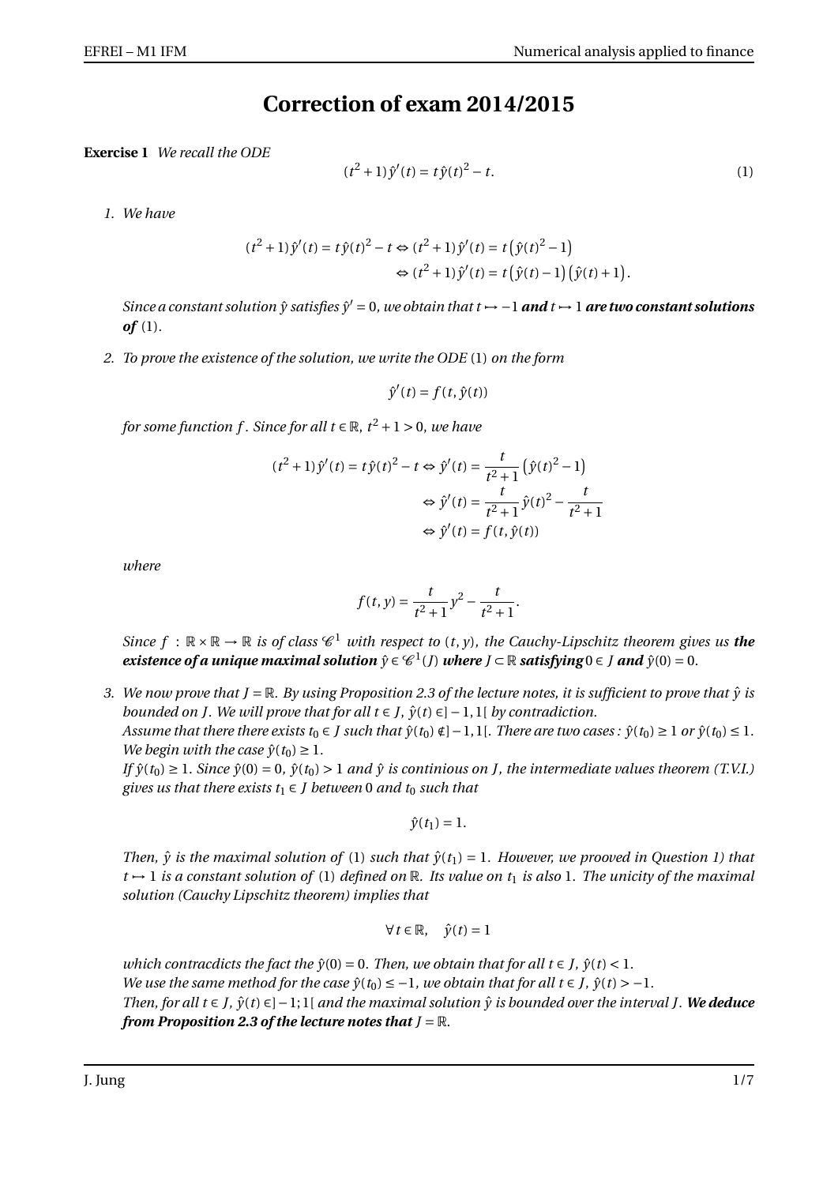# Correction of exam 2014/2015

**Exercise 1** *We recall the ODE*

$$(t^2+1)\,\hat{y}'(t) = t\,\hat{y}(t)^2 - t. \tag{1}$$

1. *We have*

$$\begin{aligned}(t^2+1)\,\hat{y}'(t) = t\,\hat{y}(t)^2 - t &\Leftrightarrow (t^2+1)\,\hat{y}'(t) = t\left(\hat{y}(t)^2-1\right)\\ &\Leftrightarrow (t^2+1)\,\hat{y}'(t) = t\left(\hat{y}(t)-1\right)\left(\hat{y}(t)+1\right).\end{aligned}$$

   *Since a constant solution $\hat{y}$ satisfies $\hat{y}'=0$, we obtain that $t \mapsto -1$* ***and*** *$t \mapsto 1$* ***are two constant solutions of*** *(1).*

2. *To prove the existence of the solution, we write the ODE (1) on the form*

$$\hat{y}'(t) = f(t,\hat{y}(t))$$

   *for some function $f$. Since for all $t \in \mathbb{R}$, $t^2+1>0$, we have*

$$\begin{aligned}(t^2+1)\,\hat{y}'(t) = t\,\hat{y}(t)^2 - t &\Leftrightarrow \hat{y}'(t) = \frac{t}{t^2+1}\left(\hat{y}(t)^2-1\right)\\ &\Leftrightarrow \hat{y}'(t) = \frac{t}{t^2+1}\,\hat{y}(t)^2 - \frac{t}{t^2+1}\\ &\Leftrightarrow \hat{y}'(t) = f(t,\hat{y}(t))\end{aligned}$$

   *where*

$$f(t,y) = \frac{t}{t^2+1}y^2 - \frac{t}{t^2+1}.$$

   *Since $f : \mathbb{R}\times\mathbb{R} \to \mathbb{R}$ is of class $\mathscr{C}^1$ with respect to $(t,y)$, the Cauchy-Lipschitz theorem gives us* ***the existence of a unique maximal solution $\hat{y} \in \mathscr{C}^1(J)$ where $J \subset \mathbb{R}$ satisfying $0 \in J$ and $\hat{y}(0)=0$.***

3. *We now prove that $J=\mathbb{R}$. By using Proposition 2.3 of the lecture notes, it is sufficient to prove that $\hat{y}$ is bounded on $J$. We will prove that for all $t \in J$, $\hat{y}(t) \in ]-1,1[$ by contradiction.*
   *Assume that there there exists $t_0 \in J$ such that $\hat{y}(t_0) \notin ]-1,1[$. There are two cases : $\hat{y}(t_0) \geq 1$ or $\hat{y}(t_0) \leq 1$. We begin with the case $\hat{y}(t_0) \geq 1$.*
   *If $\hat{y}(t_0) \geq 1$. Since $\hat{y}(0)=0$, $\hat{y}(t_0) > 1$ and $\hat{y}$ is continious on $J$, the intermediate values theorem (T.V.I.) gives us that there exists $t_1 \in J$ between $0$ and $t_0$ such that*

$$\hat{y}(t_1) = 1.$$

   *Then, $\hat{y}$ is the maximal solution of (1) such that $\hat{y}(t_1)=1$. However, we prooved in Question 1) that $t \mapsto 1$ is a constant solution of (1) defined on $\mathbb{R}$. Its value on $t_1$ is also $1$. The unicity of the maximal solution (Cauchy Lipschitz theorem) implies that*

$$\forall\, t \in \mathbb{R}, \quad \hat{y}(t) = 1$$

   *which contracdicts the fact the $\hat{y}(0)=0$. Then, we obtain that for all $t \in J$, $\hat{y}(t) < 1$.*
   *We use the same method for the case $\hat{y}(t_0) \leq -1$, we obtain that for all $t \in J$, $\hat{y}(t) > -1$.*
   *Then, for all $t \in J$, $\hat{y}(t) \in ]-1;1[$ and the maximal solution $\hat{y}$ is bounded over the interval $J$.* ***We deduce from Proposition 2.3 of the lecture notes that $J=\mathbb{R}$.***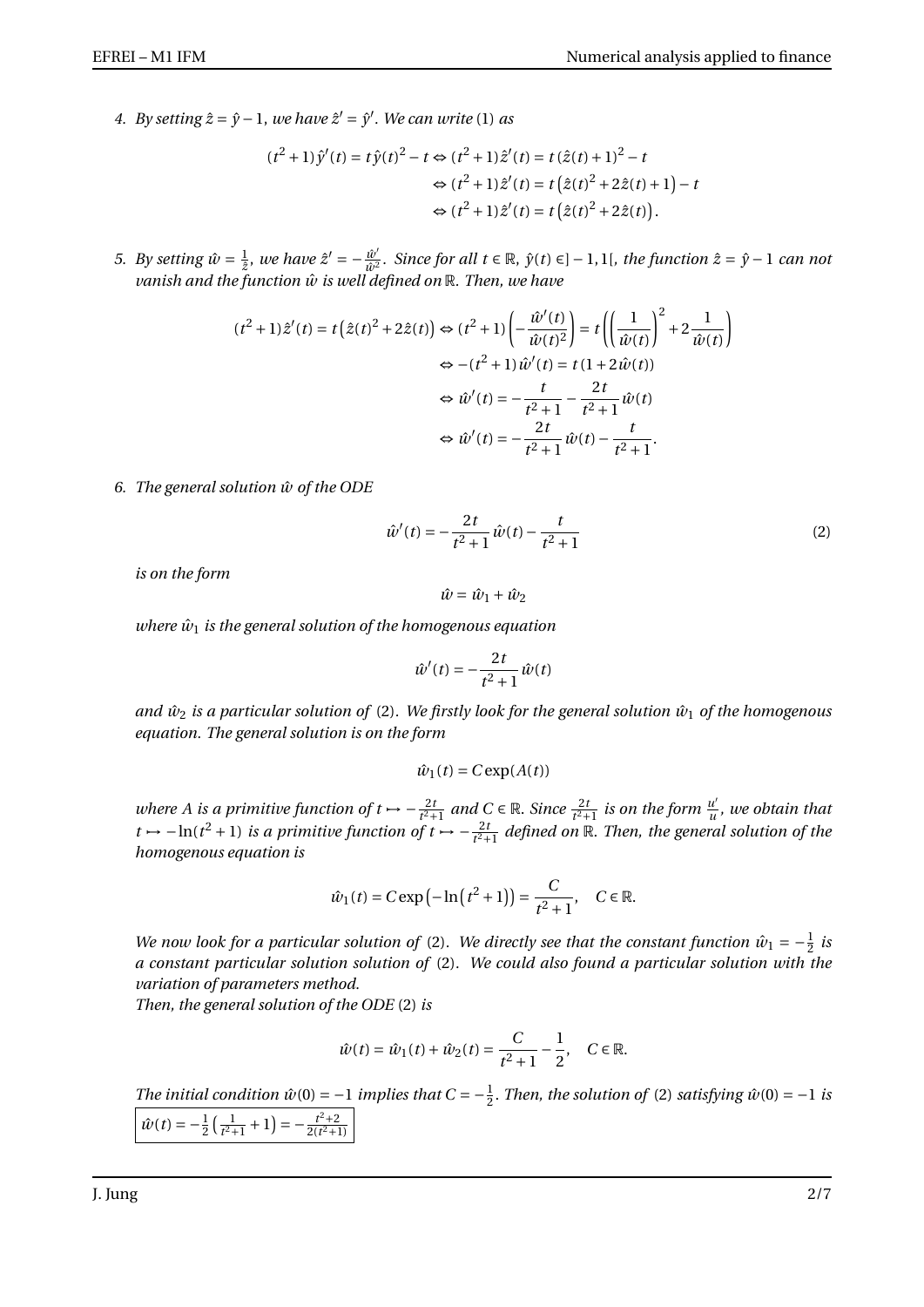4. *By setting $\hat{z} = \hat{y} - 1$, we have $\hat{z}' = \hat{y}'$. We can write (1) as*

$$
\begin{aligned}
(t^2+1)\,\hat{y}'(t) = t\,\hat{y}(t)^2 - t &\Leftrightarrow (t^2+1)\,\hat{z}'(t) = t\,(\hat{z}(t)+1)^2 - t \\
&\Leftrightarrow (t^2+1)\,\hat{z}'(t) = t\left(\hat{z}(t)^2 + 2\hat{z}(t) + 1\right) - t \\
&\Leftrightarrow (t^2+1)\,\hat{z}'(t) = t\left(\hat{z}(t)^2 + 2\hat{z}(t)\right).
\end{aligned}
$$

5. *By setting $\hat{w} = \frac{1}{\hat{z}}$, we have $\hat{z}' = -\frac{\hat{w}'}{\hat{w}^2}$. Since for all $t \in \mathbb{R}$, $\hat{y}(t) \in ]-1,1[$, the function $\hat{z} = \hat{y} - 1$ can not vanish and the function $\hat{w}$ is well defined on $\mathbb{R}$. Then, we have*

$$
\begin{aligned}
(t^2+1)\,\hat{z}'(t) = t\left(\hat{z}(t)^2 + 2\hat{z}(t)\right) &\Leftrightarrow (t^2+1)\left(-\frac{\hat{w}'(t)}{\hat{w}(t)^2}\right) = t\left(\left(\frac{1}{\hat{w}(t)}\right)^2 + 2\frac{1}{\hat{w}(t)}\right) \\
&\Leftrightarrow -(t^2+1)\,\hat{w}'(t) = t\,(1 + 2\hat{w}(t)) \\
&\Leftrightarrow \hat{w}'(t) = -\frac{t}{t^2+1} - \frac{2t}{t^2+1}\,\hat{w}(t) \\
&\Leftrightarrow \hat{w}'(t) = -\frac{2t}{t^2+1}\,\hat{w}(t) - \frac{t}{t^2+1}.
\end{aligned}
$$

6. *The general solution $\hat{w}$ of the ODE*

$$
\hat{w}'(t) = -\frac{2t}{t^2+1}\,\hat{w}(t) - \frac{t}{t^2+1} \tag{2}
$$

*is on the form*

$$
\hat{w} = \hat{w}_1 + \hat{w}_2
$$

*where $\hat{w}_1$ is the general solution of the homogenous equation*

$$
\hat{w}'(t) = -\frac{2t}{t^2+1}\,\hat{w}(t)
$$

*and $\hat{w}_2$ is a particular solution of (2). We firstly look for the general solution $\hat{w}_1$ of the homogenous equation. The general solution is on the form*

$$
\hat{w}_1(t) = C\exp(A(t))
$$

*where $A$ is a primitive function of $t \mapsto -\frac{2t}{t^2+1}$ and $C \in \mathbb{R}$. Since $\frac{2t}{t^2+1}$ is on the form $\frac{u'}{u}$, we obtain that $t \mapsto -\ln(t^2+1)$ is a primitive function of $t \mapsto -\frac{2t}{t^2+1}$ defined on $\mathbb{R}$. Then, the general solution of the homogenous equation is*

$$
\hat{w}_1(t) = C\exp\left(-\ln\left(t^2+1\right)\right) = \frac{C}{t^2+1}, \quad C \in \mathbb{R}.
$$

*We now look for a particular solution of (2). We directly see that the constant function $\hat{w}_1 = -\frac{1}{2}$ is a constant particular solution solution of (2). We could also found a particular solution with the variation of parameters method.*

*Then, the general solution of the ODE (2) is*

$$
\hat{w}(t) = \hat{w}_1(t) + \hat{w}_2(t) = \frac{C}{t^2+1} - \frac{1}{2}, \quad C \in \mathbb{R}.
$$

*The initial condition $\hat{w}(0) = -1$ implies that $C = -\frac{1}{2}$. Then, the solution of (2) satisfying $\hat{w}(0) = -1$ is*

$$
\boxed{\hat{w}(t) = -\frac{1}{2}\left(\frac{1}{t^2+1} + 1\right) = -\frac{t^2+2}{2(t^2+1)}}
$$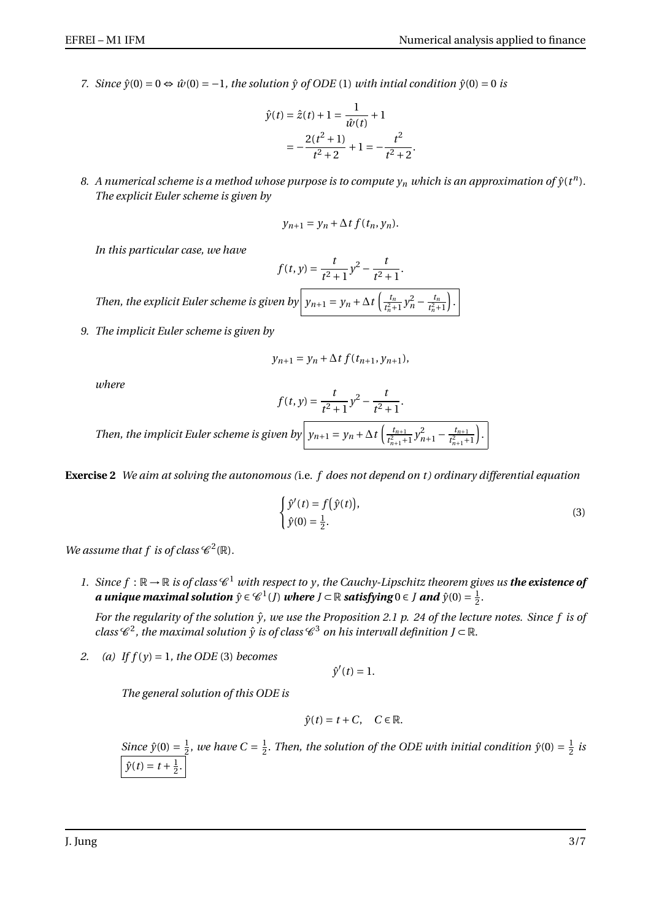7. *Since $\hat{y}(0) = 0 \Leftrightarrow \hat{w}(0) = -1$, the solution $\hat{y}$ of ODE (1) with intial condition $\hat{y}(0) = 0$ is*

$$\hat{y}(t) = \hat{z}(t) + 1 = \frac{1}{\hat{w}(t)} + 1$$
$$= -\frac{2(t^2+1)}{t^2+2} + 1 = -\frac{t^2}{t^2+2}.$$

8. *A numerical scheme is a method whose purpose is to compute $y_n$ which is an approximation of $\hat{y}(t^n)$. The explicit Euler scheme is given by*

$$y_{n+1} = y_n + \Delta t\, f(t_n, y_n).$$

*In this particular case, we have*

$$f(t,y) = \frac{t}{t^2+1} y^2 - \frac{t}{t^2+1}.$$

*Then, the explicit Euler scheme is given by* $\boxed{y_{n+1} = y_n + \Delta t \left( \frac{t_n}{t_n^2+1} y_n^2 - \frac{t_n}{t_n^2+1} \right)}.$

9. *The implicit Euler scheme is given by*

$$y_{n+1} = y_n + \Delta t\, f(t_{n+1}, y_{n+1}),$$

*where*

$$f(t,y) = \frac{t}{t^2+1} y^2 - \frac{t}{t^2+1}.$$

*Then, the implicit Euler scheme is given by* $\boxed{y_{n+1} = y_n + \Delta t \left( \frac{t_{n+1}}{t_{n+1}^2+1} y_{n+1}^2 - \frac{t_{n+1}}{t_{n+1}^2+1} \right)}.$

**Exercise 2** *We aim at solving the autonomous (*i.e. *$f$ does not depend on $t$) ordinary differential equation*

$$\begin{cases} \hat{y}'(t) = f\big(\hat{y}(t)\big), \\ \hat{y}(0) = \frac{1}{2}. \end{cases} \tag{3}$$

*We assume that $f$ is of class $\mathscr{C}^2(\mathbb{R})$.*

1. *Since $f : \mathbb{R} \to \mathbb{R}$ is of class $\mathscr{C}^1$ with respect to $y$, the Cauchy-Lipschitz theorem gives us* ***the existence of a unique maximal solution** $\hat{y} \in \mathscr{C}^1(J)$ **where** $J \subset \mathbb{R}$ **satisfying** $0 \in J$ **and** $\hat{y}(0) = \frac{1}{2}$.*

   *For the regularity of the solution $\hat{y}$, we use the Proposition 2.1 p. 24 of the lecture notes. Since $f$ is of class $\mathscr{C}^2$, the maximal solution $\hat{y}$ is of class $\mathscr{C}^3$ on his intervall definition $J \subset \mathbb{R}$.*

2. (a) *If $f(y) = 1$, the ODE (3) becomes*

$$\hat{y}'(t) = 1.$$

*The general solution of this ODE is*

$$\hat{y}(t) = t + C, \quad C \in \mathbb{R}.$$

*Since $\hat{y}(0) = \frac{1}{2}$, we have $C = \frac{1}{2}$. Then, the solution of the ODE with initial condition $\hat{y}(0) = \frac{1}{2}$ is* $\boxed{\hat{y}(t) = t + \frac{1}{2}}.$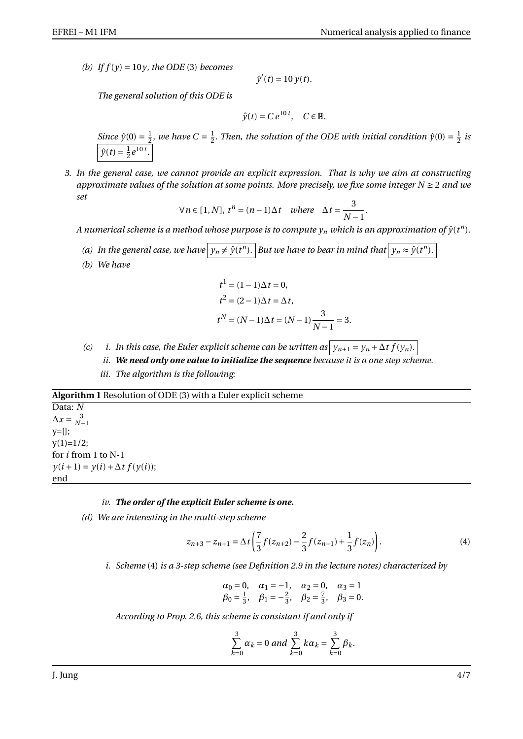*(b) If $f(y) = 10y$, the ODE (3) becomes*

$$\hat{y}'(t) = 10\, y(t).$$

*The general solution of this ODE is*

$$\hat{y}(t) = C\, e^{10\,t}, \quad C \in \mathbb{R}.$$

*Since $\hat{y}(0) = \frac{1}{2}$, we have $C = \frac{1}{2}$. Then, the solution of the ODE with initial condition $\hat{y}(0) = \frac{1}{2}$ is* $\boxed{\hat{y}(t) = \frac{1}{2} e^{10\,t}.}$

3. *In the general case, we cannot provide an explicit expression. That is why we aim at constructing approximate values of the solution at some points. More precisely, we fix some integer $N \geq 2$ and we set*

$$\forall\, n \in [\![1, N]\!],\ t^n = (n-1)\Delta t \quad \text{where} \quad \Delta t = \frac{3}{N-1}.$$

*A numerical scheme is a method whose purpose is to compute $y_n$ which is an approximation of $\hat{y}(t^n)$.*

*(a) In the general case, we have* $\boxed{y_n \neq \hat{y}(t^n).}$ *But we have to bear in mind that* $\boxed{y_n \approx \hat{y}(t^n).}$

*(b) We have*

$$t^1 = (1-1)\Delta t = 0,$$
$$t^2 = (2-1)\Delta t = \Delta t,$$
$$t^N = (N-1)\Delta t = (N-1)\frac{3}{N-1} = 3.$$

*(c)* i. *In this case, the Euler explicit scheme can be written as* $\boxed{y_{n+1} = y_n + \Delta t\, f(y_n).}$

ii. ***We need only one value to initialize the sequence*** *because it is a one step scheme.*

iii. *The algorithm is the following:*

**Algorithm 1** Resolution of ODE (3) with a Euler explicit scheme

Data: $N$
$\Delta x = \frac{3}{N-1}$
y=[];
y(1)=1/2;
for $i$ from 1 to N-1
$y(i+1) = y(i) + \Delta t\, f(y(i))$;
end

iv. ***The order of the explicit Euler scheme is one.***

*(d) We are interesting in the multi-step scheme*

$$z_{n+3} - z_{n+1} = \Delta t \left( \frac{7}{3} f(z_{n+2}) - \frac{2}{3} f(z_{n+1}) + \frac{1}{3} f(z_n) \right). \tag{4}$$

i. *Scheme* (4) *is a 3-step scheme (see Definition 2.9 in the lecture notes) characterized by*

$$\alpha_0 = 0, \quad \alpha_1 = -1, \quad \alpha_2 = 0, \quad \alpha_3 = 1$$
$$\beta_0 = \tfrac{1}{3}, \quad \beta_1 = -\tfrac{2}{3}, \quad \beta_2 = \tfrac{7}{3}, \quad \beta_3 = 0.$$

*According to Prop. 2.6, this scheme is consistant if and only if*

$$\sum_{k=0}^{3} \alpha_k = 0 \text{ and } \sum_{k=0}^{3} k\alpha_k = \sum_{k=0}^{3} \beta_k.$$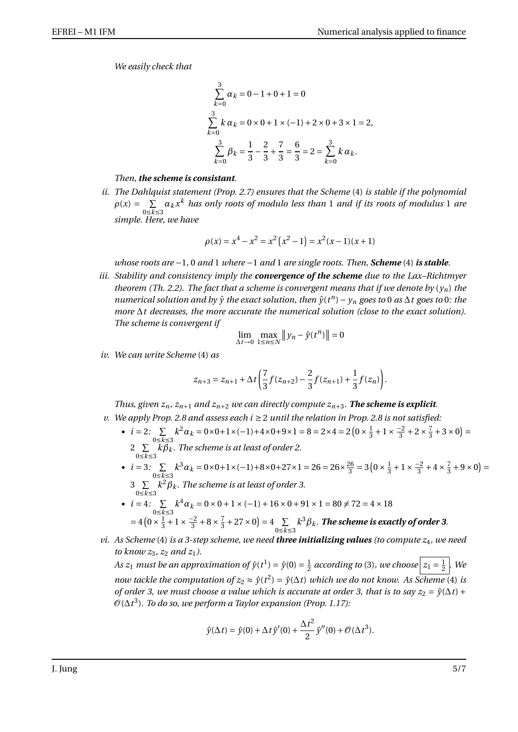*We easily check that*

$$\sum_{k=0}^{3} \alpha_k = 0 - 1 + 0 + 1 = 0$$

$$\sum_{k=0}^{3} k\,\alpha_k = 0 \times 0 + 1 \times (-1) + 2 \times 0 + 3 \times 1 = 2,$$

$$\sum_{k=0}^{3} \beta_k = \frac{1}{3} - \frac{2}{3} + \frac{7}{3} = \frac{6}{3} = 2 = \sum_{k=0}^{3} k\,\alpha_k.$$

*Then,* ***the scheme is consistant****.*

ii. *The Dahlquist statement (Prop. 2.7) ensures that the Scheme (4) is stable if the polynomial $\rho(x) = \sum_{0 \le k \le 3} \alpha_k x^k$ has only roots of modulo less than 1 and if its roots of modulus 1 are simple. Here, we have*

$$\rho(x) = x^4 - x^2 = x^2\left(x^2 - 1\right) = x^2(x-1)(x+1)$$

*whose roots are $-1$, 0 and 1 where $-1$ and 1 are single roots. Then,* ***Scheme (4) is stable****.*

iii. *Stability and consistency imply the* ***convergence of the scheme*** *due to the Lax–Richtmyer theorem (Th. 2.2). The fact that a scheme is convergent means that if we denote by $(y_n)$ the numerical solution and by $\hat{y}$ the exact solution, then $\hat{y}(t^n) - y_n$ goes to 0 as $\Delta t$ goes to 0: the more $\Delta t$ decreases, the more accurate the numerical solution (close to the exact solution). The scheme is convergent if*

$$\lim_{\Delta t \to 0} \max_{1 \le n \le N} \left\| y_n - \hat{y}(t^n) \right\| = 0$$

iv. *We can write Scheme (4) as*

$$z_{n+3} = z_{n+1} + \Delta t \left( \frac{7}{3} f(z_{n+2}) - \frac{2}{3} f(z_{n+1}) + \frac{1}{3} f(z_n) \right).$$

*Thus, given $z_n$, $z_{n+1}$ and $z_{n+2}$ we can directly compute $z_{n+3}$.* ***The scheme is explicit****.*

v. *We apply Prop. 2.8 and assess each $i \ge 2$ until the relation in Prop. 2.8 is not satisfied:*

- *$i = 2$: $\sum_{0 \le k \le 3} k^2 \alpha_k = 0 \times 0 + 1 \times (-1) + 4 \times 0 + 9 \times 1 = 8 = 2 \times 4 = 2\left(0 \times \frac{1}{3} + 1 \times \frac{-2}{3} + 2 \times \frac{7}{3} + 3 \times 0\right) = 2 \sum_{0 \le k \le 3} k \beta_k$. The scheme is at least of order 2.*
- *$i = 3$: $\sum_{0 \le k \le 3} k^3 \alpha_k = 0 \times 0 + 1 \times (-1) + 8 \times 0 + 27 \times 1 = 26 = 26 \times \frac{26}{3} = 3\left(0 \times \frac{1}{3} + 1 \times \frac{-2}{3} + 4 \times \frac{7}{3} + 9 \times 0\right) = 3 \sum_{0 \le k \le 3} k^2 \beta_k$. The scheme is at least of order 3.*
- *$i = 4$: $\sum_{0 \le k \le 3} k^4 \alpha_k = 0 \times 0 + 1 \times (-1) + 16 \times 0 + 91 \times 1 = 80 \neq 72 = 4 \times 18$ $= 4\left(0 \times \frac{1}{3} + 1 \times \frac{-2}{3} + 8 \times \frac{7}{3} + 27 \times 0\right) = 4 \sum_{0 \le k \le 3} k^3 \beta_k$.* ***The scheme is exactly of order 3****.*

vi. *As Scheme (4) is a 3-step scheme, we need* ***three initializing values*** *(to compute $z_4$, we need to know $z_3$, $z_2$ and $z_1$).*
*As $z_1$ must be an approximation of $\hat{y}(t^1) = \hat{y}(0) = \frac{1}{2}$ according to (3), we choose $\boxed{z_1 = \frac{1}{2}}$. We now tackle the computation of $z_2 \approx \hat{y}(t^2) = \hat{y}(\Delta t)$ which we do not know. As Scheme (4) is of order 3, we must choose a value which is accurate at order 3, that is to say $z_2 = \hat{y}(\Delta t) + \mathcal{O}(\Delta t^3)$. To do so, we perform a Taylor expansion (Prop. 1.17):*

$$\hat{y}(\Delta t) = \hat{y}(0) + \Delta t\,\hat{y}'(0) + \frac{\Delta t^2}{2}\,\hat{y}''(0) + \mathcal{O}(\Delta t^3).$$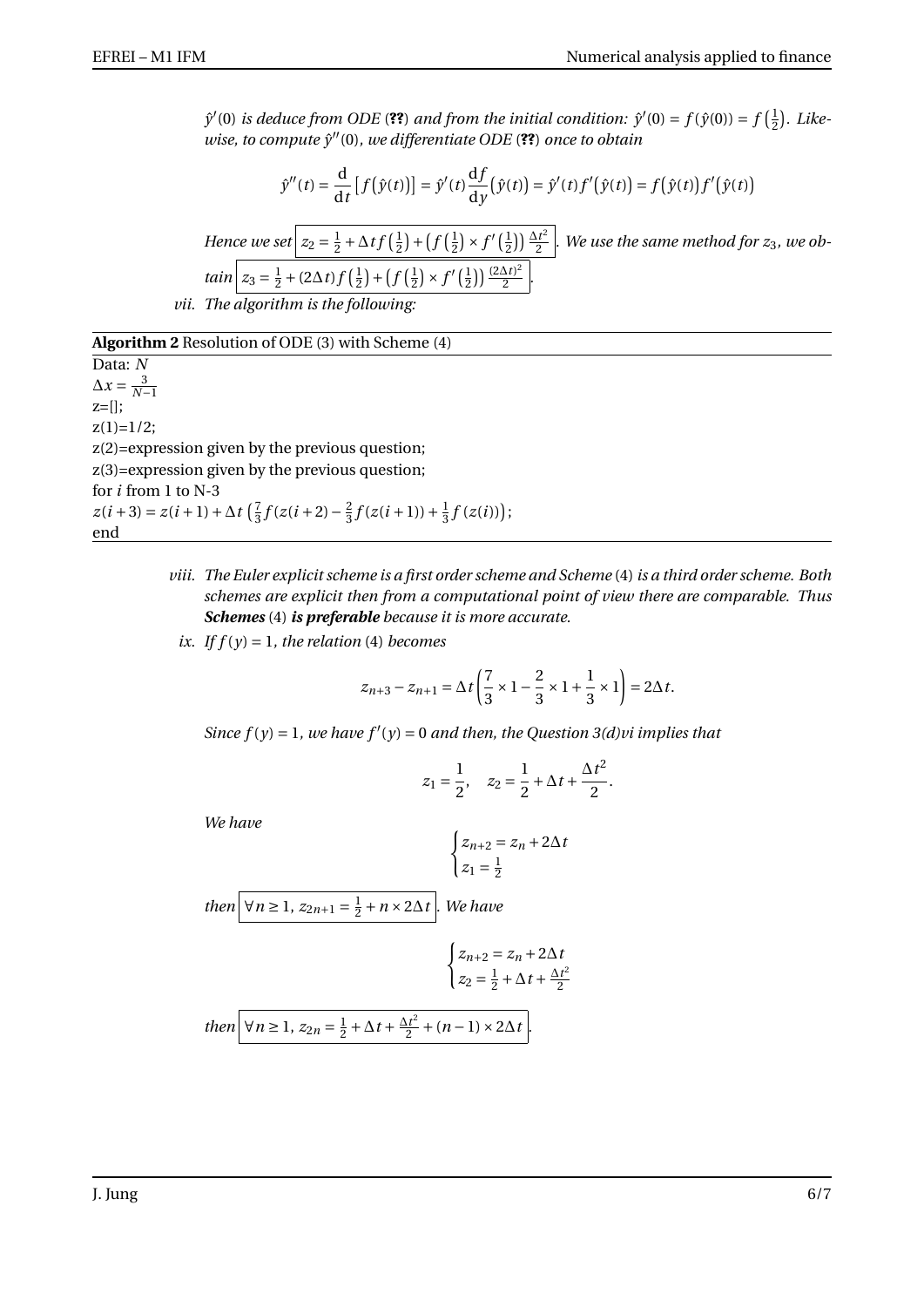*$\hat{y}'(0)$ is deduce from ODE (**??**) and from the initial condition: $\hat{y}'(0) = f(\hat{y}(0)) = f\left(\frac{1}{2}\right)$. Likewise, to compute $\hat{y}''(0)$, we differentiate ODE (**??**) once to obtain*

$$\hat{y}''(t) = \frac{\mathrm{d}}{\mathrm{d}t}\left[f\big(\hat{y}(t)\big)\right] = \hat{y}'(t)\frac{\mathrm{d}f}{\mathrm{d}y}\big(\hat{y}(t)\big) = \hat{y}'(t)f'\big(\hat{y}(t)\big) = f\big(\hat{y}(t)\big)f'\big(\hat{y}(t)\big)$$

*Hence we set* $\boxed{z_2 = \frac{1}{2} + \Delta t f\left(\frac{1}{2}\right) + \left(f\left(\frac{1}{2}\right) \times f'\left(\frac{1}{2}\right)\right)\frac{\Delta t^2}{2}}$. *We use the same method for $z_3$, we obtain* $\boxed{z_3 = \frac{1}{2} + (2\Delta t) f\left(\frac{1}{2}\right) + \left(f\left(\frac{1}{2}\right) \times f'\left(\frac{1}{2}\right)\right)\frac{(2\Delta t)^2}{2}}$.

vii. *The algorithm is the following:*

**Algorithm 2** Resolution of ODE (3) with Scheme (4)

Data: $N$
$\Delta x = \frac{3}{N-1}$
z=[];
z(1)=1/2;
z(2)=expression given by the previous question;
z(3)=expression given by the previous question;
for $i$ from 1 to N-3
$z(i+3) = z(i+1) + \Delta t\left(\frac{7}{3}f(z(i+2)) - \frac{2}{3}f(z(i+1)) + \frac{1}{3}f(z(i))\right)$;
end

viii. *The Euler explicit scheme is a first order scheme and Scheme (4) is a third order scheme. Both schemes are explicit then from a computational point of view there are comparable. Thus* ***Schemes*** (4) ***is preferable*** *because it is more accurate.*

ix. *If $f(y) = 1$, the relation (4) becomes*

$$z_{n+3} - z_{n+1} = \Delta t\left(\frac{7}{3} \times 1 - \frac{2}{3} \times 1 + \frac{1}{3} \times 1\right) = 2\Delta t.$$

*Since $f(y) = 1$, we have $f'(y) = 0$ and then, the Question 3(d)vi implies that*

$$z_1 = \frac{1}{2}, \quad z_2 = \frac{1}{2} + \Delta t + \frac{\Delta t^2}{2}.$$

*We have*

$$\begin{cases} z_{n+2} = z_n + 2\Delta t \\ z_1 = \frac{1}{2} \end{cases}$$

*then* $\boxed{\forall n \geq 1,\ z_{2n+1} = \frac{1}{2} + n \times 2\Delta t}$. *We have*

$$\begin{cases} z_{n+2} = z_n + 2\Delta t \\ z_2 = \frac{1}{2} + \Delta t + \frac{\Delta t^2}{2} \end{cases}$$

*then* $\boxed{\forall n \geq 1,\ z_{2n} = \frac{1}{2} + \Delta t + \frac{\Delta t^2}{2} + (n-1) \times 2\Delta t}$.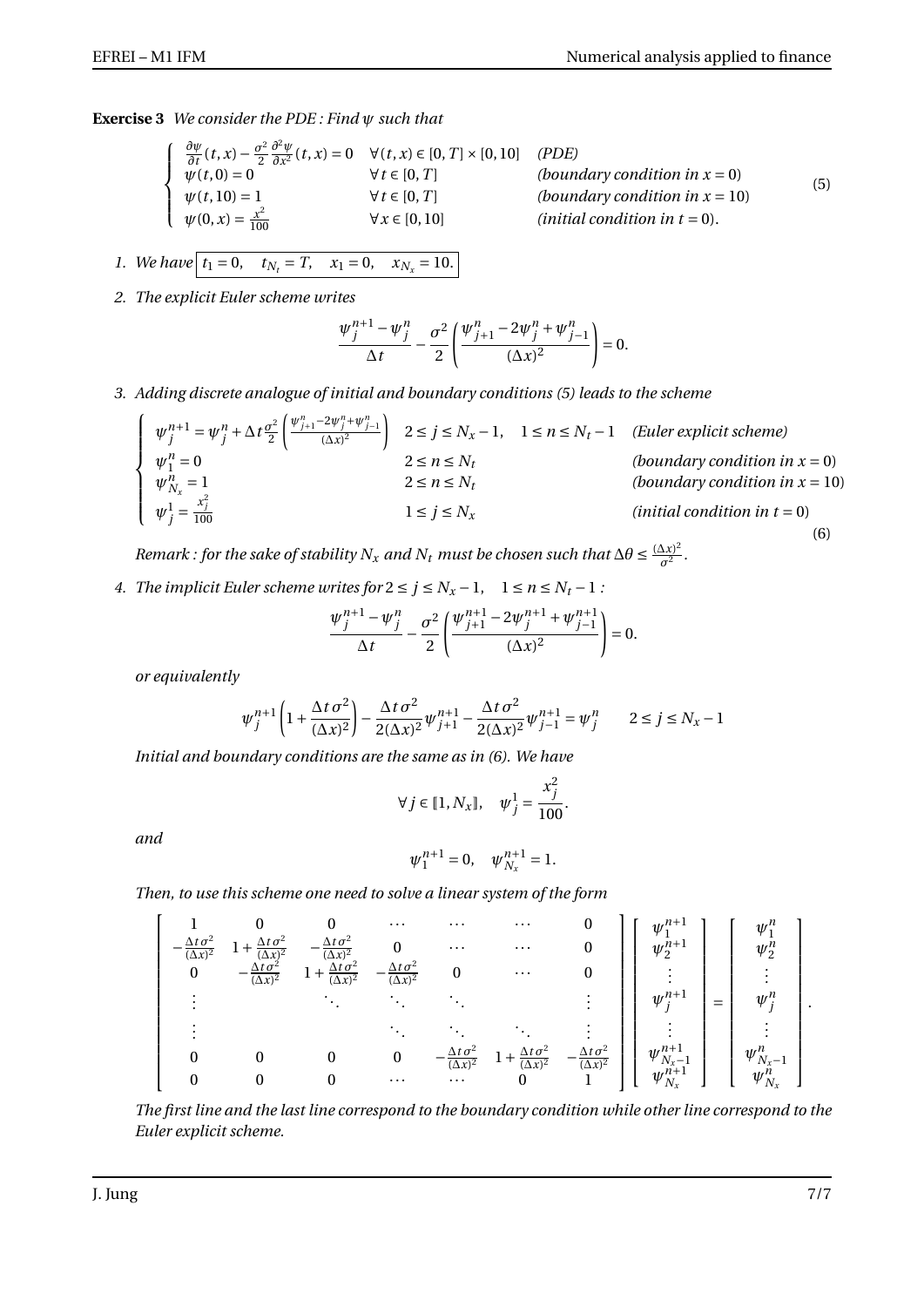**Exercise 3** *We consider the PDE : Find $\psi$ such that*

$$\begin{cases} \frac{\partial \psi}{\partial t}(t,x) - \frac{\sigma^2}{2}\frac{\partial^2 \psi}{\partial x^2}(t,x) = 0 & \forall (t,x) \in [0,T] \times [0,10] & \text{(PDE)} \\ \psi(t,0) = 0 & \forall t \in [0,T] & \text{(boundary condition in } x=0) \\ \psi(t,10) = 1 & \forall t \in [0,T] & \text{(boundary condition in } x=10) \\ \psi(0,x) = \frac{x^2}{100} & \forall x \in [0,10] & \text{(initial condition in } t=0). \end{cases} \tag{5}$$

1. *We have* $\boxed{t_1 = 0, \quad t_{N_t} = T, \quad x_1 = 0, \quad x_{N_x} = 10.}$

2. *The explicit Euler scheme writes*

$$\frac{\psi_j^{n+1} - \psi_j^n}{\Delta t} - \frac{\sigma^2}{2}\left(\frac{\psi_{j+1}^n - 2\psi_j^n + \psi_{j-1}^n}{(\Delta x)^2}\right) = 0.$$

3. *Adding discrete analogue of initial and boundary conditions (5) leads to the scheme*

$$\begin{cases} \psi_j^{n+1} = \psi_j^n + \Delta t \frac{\sigma^2}{2}\left(\frac{\psi_{j+1}^n - 2\psi_j^n + \psi_{j-1}^n}{(\Delta x)^2}\right) & 2 \leq j \leq N_x - 1, \quad 1 \leq n \leq N_t - 1 & \text{(Euler explicit scheme)} \\ \psi_1^n = 0 & 2 \leq n \leq N_t & \text{(boundary condition in } x=0) \\ \psi_{N_x}^n = 1 & 2 \leq n \leq N_t & \text{(boundary condition in } x=10) \\ \psi_j^1 = \frac{x_j^2}{100} & 1 \leq j \leq N_x & \text{(initial condition in } t=0) \end{cases} \tag{6}$$

*Remark : for the sake of stability $N_x$ and $N_t$ must be chosen such that $\Delta\theta \leq \frac{(\Delta x)^2}{\sigma^2}$.*

4. *The implicit Euler scheme writes for $2 \leq j \leq N_x - 1, \quad 1 \leq n \leq N_t - 1$ :*

$$\frac{\psi_j^{n+1} - \psi_j^n}{\Delta t} - \frac{\sigma^2}{2}\left(\frac{\psi_{j+1}^{n+1} - 2\psi_j^{n+1} + \psi_{j-1}^{n+1}}{(\Delta x)^2}\right) = 0.$$

*or equivalently*

$$\psi_j^{n+1}\left(1 + \frac{\Delta t\,\sigma^2}{(\Delta x)^2}\right) - \frac{\Delta t\,\sigma^2}{2(\Delta x)^2}\psi_{j+1}^{n+1} - \frac{\Delta t\,\sigma^2}{2(\Delta x)^2}\psi_{j-1}^{n+1} = \psi_j^n \qquad 2 \leq j \leq N_x - 1$$

*Initial and boundary conditions are the same as in (6). We have*

$$\forall j \in [\![1, N_x]\!], \quad \psi_j^1 = \frac{x_j^2}{100}.$$

*and*

$$\psi_1^{n+1} = 0, \quad \psi_{N_x}^{n+1} = 1.$$

*Then, to use this scheme one need to solve a linear system of the form*

$$\begin{bmatrix} 1 & 0 & 0 & \cdots & \cdots & \cdots & 0 \\ -\frac{\Delta t\sigma^2}{(\Delta x)^2} & 1 + \frac{\Delta t\sigma^2}{(\Delta x)^2} & -\frac{\Delta t\sigma^2}{(\Delta x)^2} & 0 & \cdots & \cdots & 0 \\ 0 & -\frac{\Delta t\sigma^2}{(\Delta x)^2} & 1 + \frac{\Delta t\sigma^2}{(\Delta x)^2} & -\frac{\Delta t\sigma^2}{(\Delta x)^2} & 0 & \cdots & 0 \\ \vdots & & \ddots & \ddots & \ddots & & \vdots \\ \vdots & & & \ddots & \ddots & \ddots & \vdots \\ 0 & 0 & 0 & 0 & -\frac{\Delta t\sigma^2}{(\Delta x)^2} & 1 + \frac{\Delta t\sigma^2}{(\Delta x)^2} & -\frac{\Delta t\sigma^2}{(\Delta x)^2} \\ 0 & 0 & 0 & \cdots & \cdots & 0 & 1 \end{bmatrix} \begin{bmatrix} \psi_1^{n+1} \\ \psi_2^{n+1} \\ \vdots \\ \psi_j^{n+1} \\ \vdots \\ \psi_{N_x-1}^{n+1} \\ \psi_{N_x}^{n+1} \end{bmatrix} = \begin{bmatrix} \psi_1^n \\ \psi_2^n \\ \vdots \\ \psi_j^n \\ \vdots \\ \psi_{N_x-1}^n \\ \psi_{N_x}^n \end{bmatrix}.$$

*The first line and the last line correspond to the boundary condition while other line correspond to the Euler explicit scheme.*